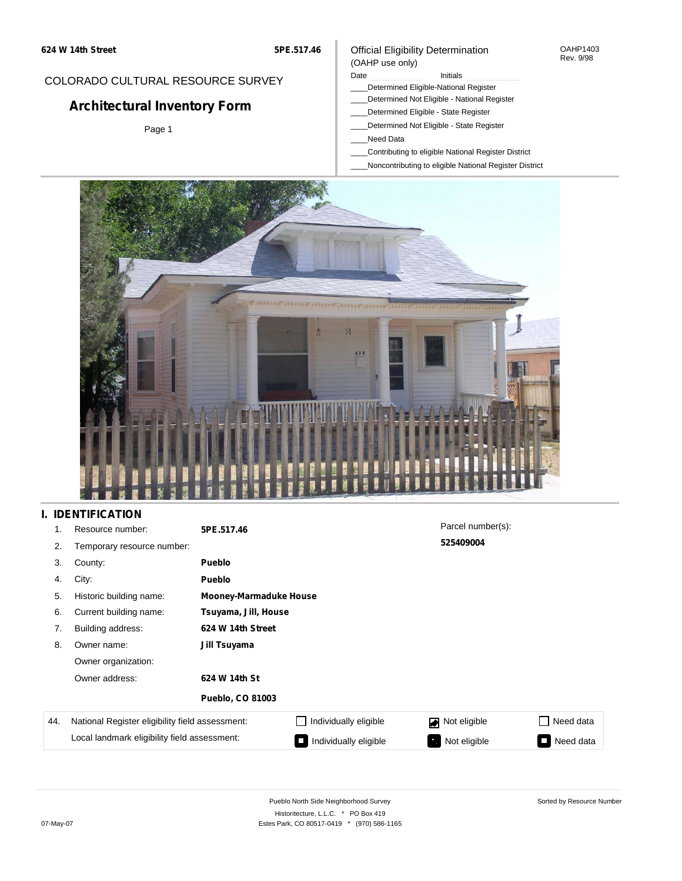624 W 14th Street

5PE.517.46

COLORADO CULTURAL RESOURCE SURVEY

# Architectural Inventory Form

Page 1

Official Eligibility Determination
(OAHP use only)

OAHP1403
Rev. 9/98

Date ____________ Initials ____________

____Determined Eligible-National Register
____Determined Not Eligible - National Register
____Determined Eligible - State Register
____Determined Not Eligible - State Register
____Need Data
____Contributing to eligible National Register District
____Noncontributing to eligible National Register District

## I. IDENTIFICATION

1. Resource number: **5PE.517.46**
2. Temporary resource number:
3. County: **Pueblo**
4. City: **Pueblo**
5. Historic building name: **Mooney-Marmaduke House**
6. Current building name: **Tsuyama, Jill, House**
7. Building address: **624 W 14th Street**
8. Owner name: **Jill Tsuyama**

   Owner organization:

   Owner address: **624 W 14th St**

   **Pueblo, CO 81003**

Parcel number(s):

**525409004**

| | | | | |
|---|---|---|---|---|
| 44. | National Register eligibility field assessment: | ☐ Individually eligible | ☑ Not eligible | ☐ Need data |
| | Local landmark eligibility field assessment: | ■ Individually eligible | ■ Not eligible | ■ Need data |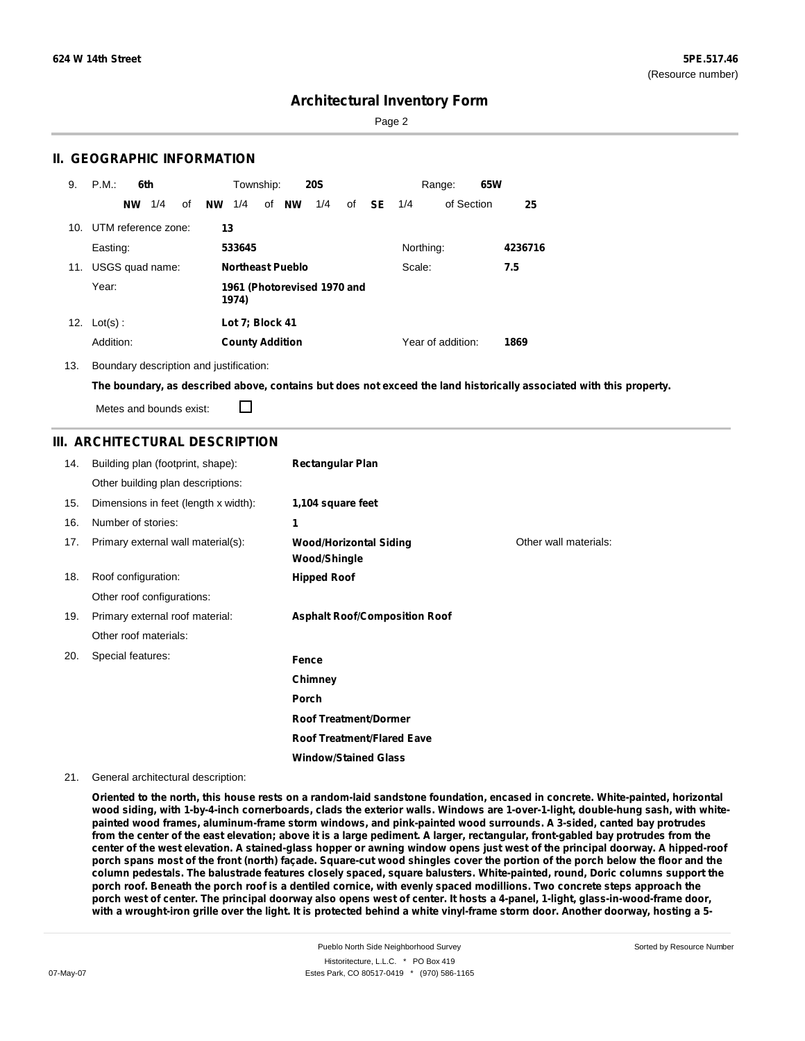624 W 14th Street

**5PE.517.46**
(Resource number)

# Architectural Inventory Form

## II. GEOGRAPHIC INFORMATION

9. P.M.: **6th** Township: **20S** Range: **65W**
**NW** 1/4 of **NW** 1/4 of **NW** 1/4 of **SE** 1/4 of Section **25**

10. UTM reference zone: **13**
Easting: **533645** Northing: **4236716**

11. USGS quad name: **Northeast Pueblo** Scale: **7.5**
Year: **1961 (Photorevised 1970 and 1974)**

12. Lot(s): **Lot 7; Block 41**
Addition: **County Addition** Year of addition: **1869**

13. Boundary description and justification:
**The boundary, as described above, contains but does not exceed the land historically associated with this property.**
Metes and bounds exist: ☐

## III. ARCHITECTURAL DESCRIPTION

14. Building plan (footprint, shape): **Rectangular Plan**
Other building plan descriptions:

15. Dimensions in feet (length x width): **1,104 square feet**

16. Number of stories: **1**

17. Primary external wall material(s): **Wood/Horizontal Siding**, **Wood/Shingle**
Other wall materials:

18. Roof configuration: **Hipped Roof**
Other roof configurations:

19. Primary external roof material: **Asphalt Roof/Composition Roof**
Other roof materials:

20. Special features:
**Fence**
**Chimney**
**Porch**
**Roof Treatment/Dormer**
**Roof Treatment/Flared Eave**
**Window/Stained Glass**

21. General architectural description:

**Oriented to the north, this house rests on a random-laid sandstone foundation, encased in concrete. White-painted, horizontal wood siding, with 1-by-4-inch cornerboards, clads the exterior walls. Windows are 1-over-1-light, double-hung sash, with white-painted wood frames, aluminum-frame storm windows, and pink-painted wood surrounds. A 3-sided, canted bay protrudes from the center of the east elevation; above it is a large pediment. A larger, rectangular, front-gabled bay protrudes from the center of the west elevation. A stained-glass hopper or awning window opens just west of the principal doorway. A hipped-roof porch spans most of the front (north) façade. Square-cut wood shingles cover the portion of the porch below the floor and the column pedestals. The balustrade features closely spaced, square balusters. White-painted, round, Doric columns support the porch roof. Beneath the porch roof is a dentiled cornice, with evenly spaced modillions. Two concrete steps approach the porch west of center. The principal doorway also opens west of center. It hosts a 4-panel, 1-light, glass-in-wood-frame door, with a wrought-iron grille over the light. It is protected behind a white vinyl-frame storm door. Another doorway, hosting a 5-**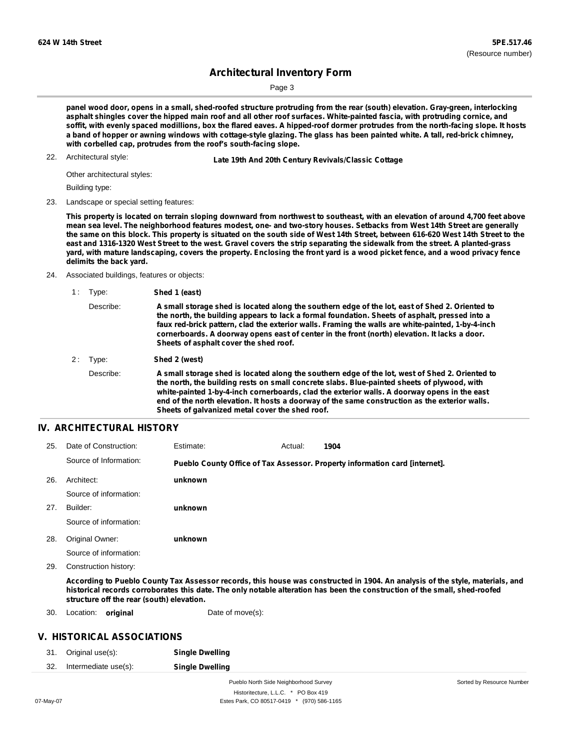panel wood door, opens in a small, shed-roofed structure protruding from the rear (south) elevation. Gray-green, interlocking asphalt shingles cover the hipped main roof and all other roof surfaces. White-painted fascia, with protruding cornice, and soffit, with evenly spaced modillions, box the flared eaves. A hipped-roof dormer protrudes from the north-facing slope. It hosts a band of hopper or awning windows with cottage-style glazing. The glass has been painted white. A tall, red-brick chimney, with corbelled cap, protrudes from the roof's south-facing slope.

22. Architectural style: **Late 19th And 20th Century Revivals/Classic Cottage**

Other architectural styles:

Building type:

23. Landscape or special setting features:

**This property is located on terrain sloping downward from northwest to southeast, with an elevation of around 4,700 feet above mean sea level. The neighborhood features modest, one- and two-story houses. Setbacks from West 14th Street are generally the same on this block. This property is situated on the south side of West 14th Street, between 616-620 West 14th Street to the east and 1316-1320 West Street to the west. Gravel covers the strip separating the sidewalk from the street. A planted-grass yard, with mature landscaping, covers the property. Enclosing the front yard is a wood picket fence, and a wood privacy fence delimits the back yard.**

24. Associated buildings, features or objects:

1 : Type: **Shed 1 (east)**

Describe: **A small storage shed is located along the southern edge of the lot, east of Shed 2. Oriented to the north, the building appears to lack a formal foundation. Sheets of asphalt, pressed into a faux red-brick pattern, clad the exterior walls. Framing the walls are white-painted, 1-by-4-inch cornerboards. A doorway opens east of center in the front (north) elevation. It lacks a door. Sheets of asphalt cover the shed roof.**

2 : Type: **Shed 2 (west)**

Describe: **A small storage shed is located along the southern edge of the lot, west of Shed 2. Oriented to the north, the building rests on small concrete slabs. Blue-painted sheets of plywood, with white-painted 1-by-4-inch cornerboards, clad the exterior walls. A doorway opens in the east end of the north elevation. It hosts a doorway of the same construction as the exterior walls. Sheets of galvanized metal cover the shed roof.**

## IV. ARCHITECTURAL HISTORY

25. Date of Construction: Estimate: Actual: **1904**

Source of Information: **Pueblo County Office of Tax Assessor. Property information card [internet].**

26. Architect: **unknown**

Source of information:

27. Builder: **unknown**

Source of information:

28. Original Owner: **unknown**

Source of information:

29. Construction history:

**According to Pueblo County Tax Assessor records, this house was constructed in 1904. An analysis of the style, materials, and historical records corroborates this date. The only notable alteration has been the construction of the small, shed-roofed structure off the rear (south) elevation.**

30. Location: **original** Date of move(s):

## V. HISTORICAL ASSOCIATIONS

31. Original use(s): **Single Dwelling**

32. Intermediate use(s): **Single Dwelling**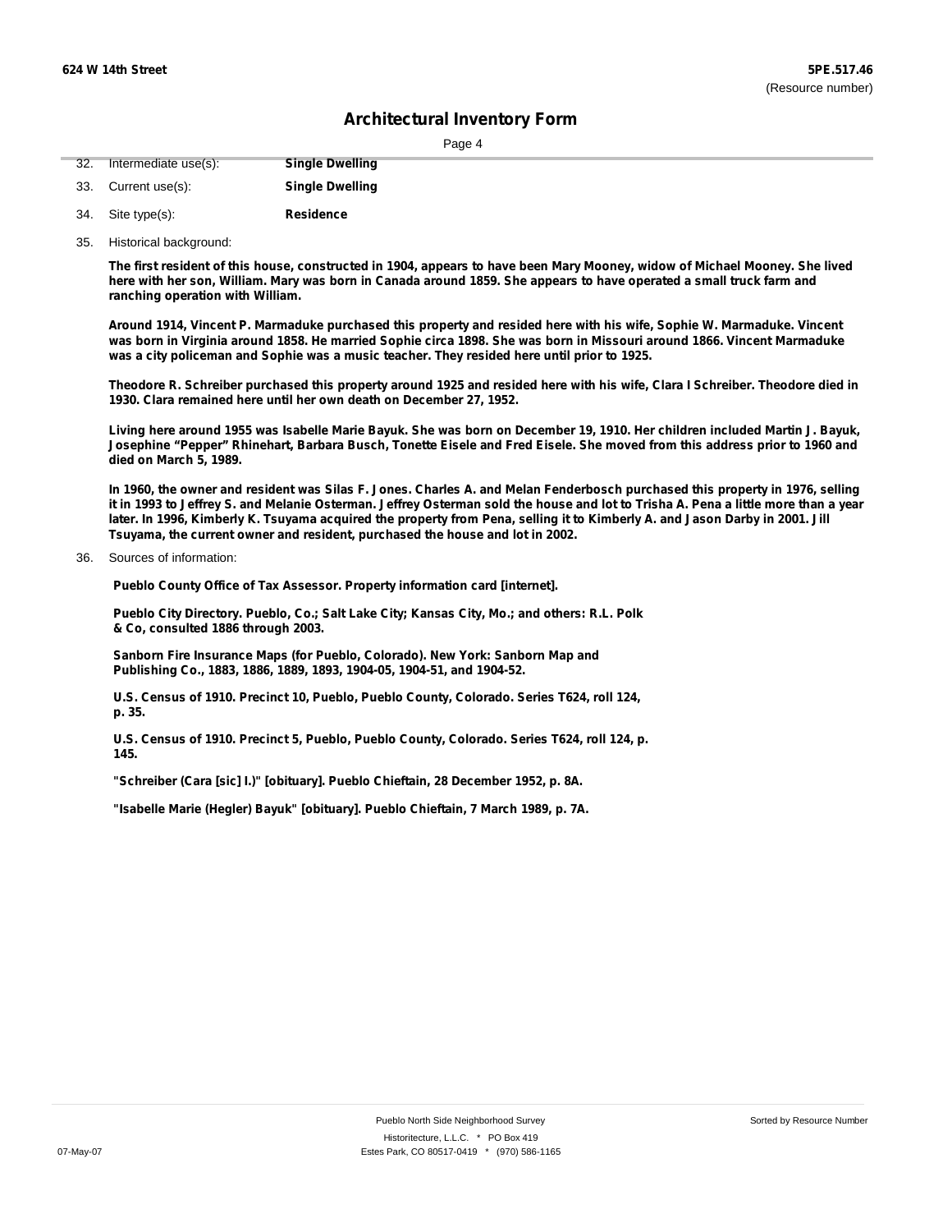# Architectural Inventory Form

32. Intermediate use(s): **Single Dwelling**

33. Current use(s): **Single Dwelling**

34. Site type(s): **Residence**

35. Historical background:

**The first resident of this house, constructed in 1904, appears to have been Mary Mooney, widow of Michael Mooney. She lived here with her son, William. Mary was born in Canada around 1859. She appears to have operated a small truck farm and ranching operation with William.**

**Around 1914, Vincent P. Marmaduke purchased this property and resided here with his wife, Sophie W. Marmaduke. Vincent was born in Virginia around 1858. He married Sophie circa 1898. She was born in Missouri around 1866. Vincent Marmaduke was a city policeman and Sophie was a music teacher. They resided here until prior to 1925.**

**Theodore R. Schreiber purchased this property around 1925 and resided here with his wife, Clara I Schreiber. Theodore died in 1930. Clara remained here until her own death on December 27, 1952.**

**Living here around 1955 was Isabelle Marie Bayuk. She was born on December 19, 1910. Her children included Martin J. Bayuk, Josephine "Pepper" Rhinehart, Barbara Busch, Tonette Eisele and Fred Eisele. She moved from this address prior to 1960 and died on March 5, 1989.**

**In 1960, the owner and resident was Silas F. Jones. Charles A. and Melan Fenderbosch purchased this property in 1976, selling it in 1993 to Jeffrey S. and Melanie Osterman. Jeffrey Osterman sold the house and lot to Trisha A. Pena a little more than a year later. In 1996, Kimberly K. Tsuyama acquired the property from Pena, selling it to Kimberly A. and Jason Darby in 2001. Jill Tsuyama, the current owner and resident, purchased the house and lot in 2002.**

36. Sources of information:

**Pueblo County Office of Tax Assessor. Property information card [internet].**

**Pueblo City Directory. Pueblo, Co.; Salt Lake City; Kansas City, Mo.; and others: R.L. Polk & Co, consulted 1886 through 2003.**

**Sanborn Fire Insurance Maps (for Pueblo, Colorado). New York: Sanborn Map and Publishing Co., 1883, 1886, 1889, 1893, 1904-05, 1904-51, and 1904-52.**

**U.S. Census of 1910. Precinct 10, Pueblo, Pueblo County, Colorado. Series T624, roll 124, p. 35.**

**U.S. Census of 1910. Precinct 5, Pueblo, Pueblo County, Colorado. Series T624, roll 124, p. 145.**

**"Schreiber (Cara [sic] I.)" [obituary]. Pueblo Chieftain, 28 December 1952, p. 8A.**

**"Isabelle Marie (Hegler) Bayuk" [obituary]. Pueblo Chieftain, 7 March 1989, p. 7A.**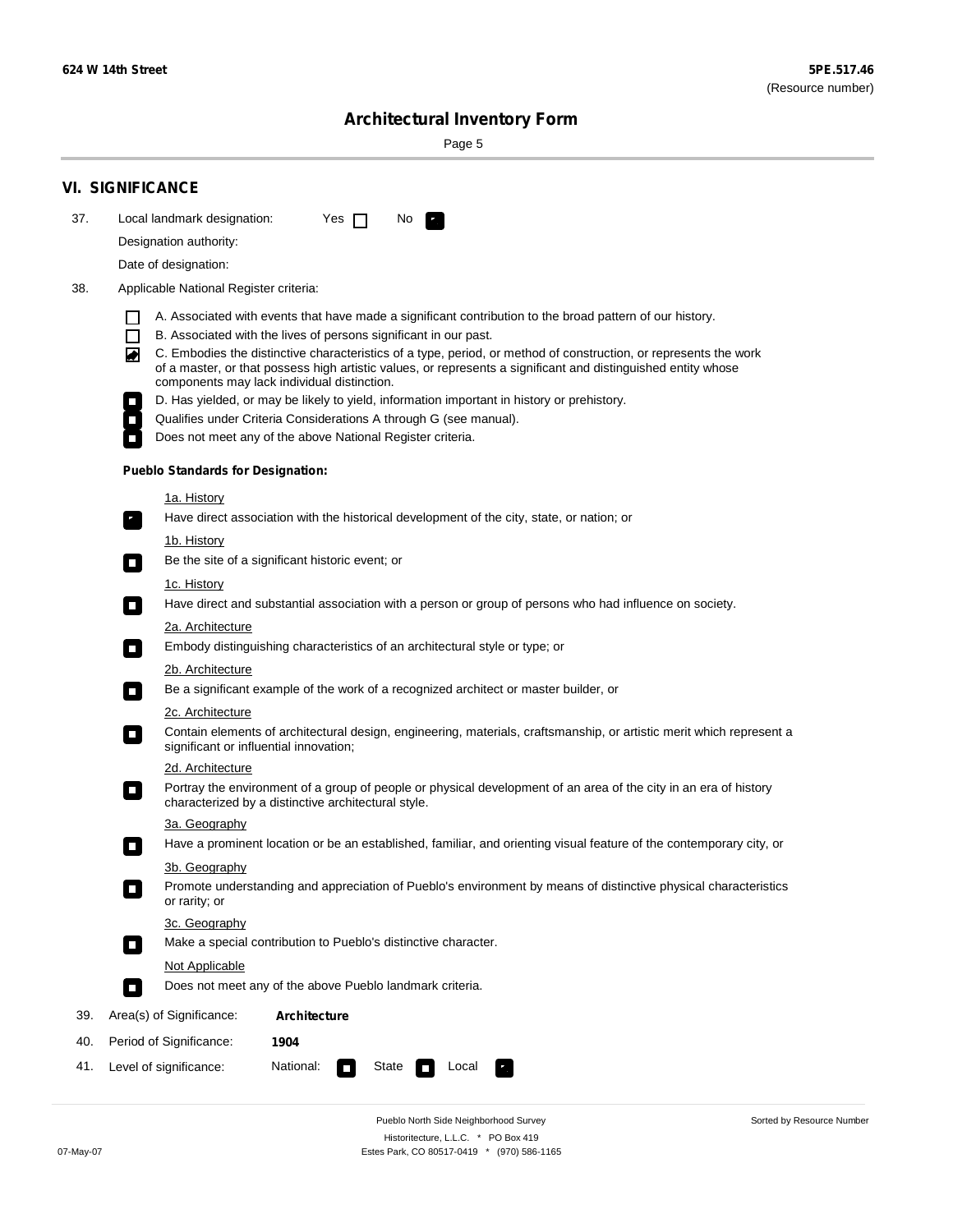## VI. SIGNIFICANCE

37. Local landmark designation: Yes ☐ No ☑

Designation authority:

Date of designation:

38. Applicable National Register criteria:

- ☐ A. Associated with events that have made a significant contribution to the broad pattern of our history.
- ☐ B. Associated with the lives of persons significant in our past.
- ☑ C. Embodies the distinctive characteristics of a type, period, or method of construction, or represents the work of a master, or that possess high artistic values, or represents a significant and distinguished entity whose components may lack individual distinction.
- ☐ D. Has yielded, or may be likely to yield, information important in history or prehistory.
- ☐ Qualifies under Criteria Considerations A through G (see manual).
- ☐ Does not meet any of the above National Register criteria.

**Pueblo Standards for Designation:**

1a. History

- ☑ Have direct association with the historical development of the city, state, or nation; or

1b. History

- ☐ Be the site of a significant historic event; or

1c. History

- ☐ Have direct and substantial association with a person or group of persons who had influence on society.

2a. Architecture

- ☐ Embody distinguishing characteristics of an architectural style or type; or

2b. Architecture

- ☐ Be a significant example of the work of a recognized architect or master builder, or

2c. Architecture

- ☐ Contain elements of architectural design, engineering, materials, craftsmanship, or artistic merit which represent a significant or influential innovation;

2d. Architecture

- ☐ Portray the environment of a group of people or physical development of an area of the city in an era of history characterized by a distinctive architectural style.

3a. Geography

- ☐ Have a prominent location or be an established, familiar, and orienting visual feature of the contemporary city, or

3b. Geography

- ☐ Promote understanding and appreciation of Pueblo's environment by means of distinctive physical characteristics or rarity; or

3c. Geography

- ☐ Make a special contribution to Pueblo's distinctive character.

Not Applicable

- ☐ Does not meet any of the above Pueblo landmark criteria.

39. Area(s) of Significance: **Architecture**

40. Period of Significance: **1904**

41. Level of significance: National: ☐ State ☐ Local ☑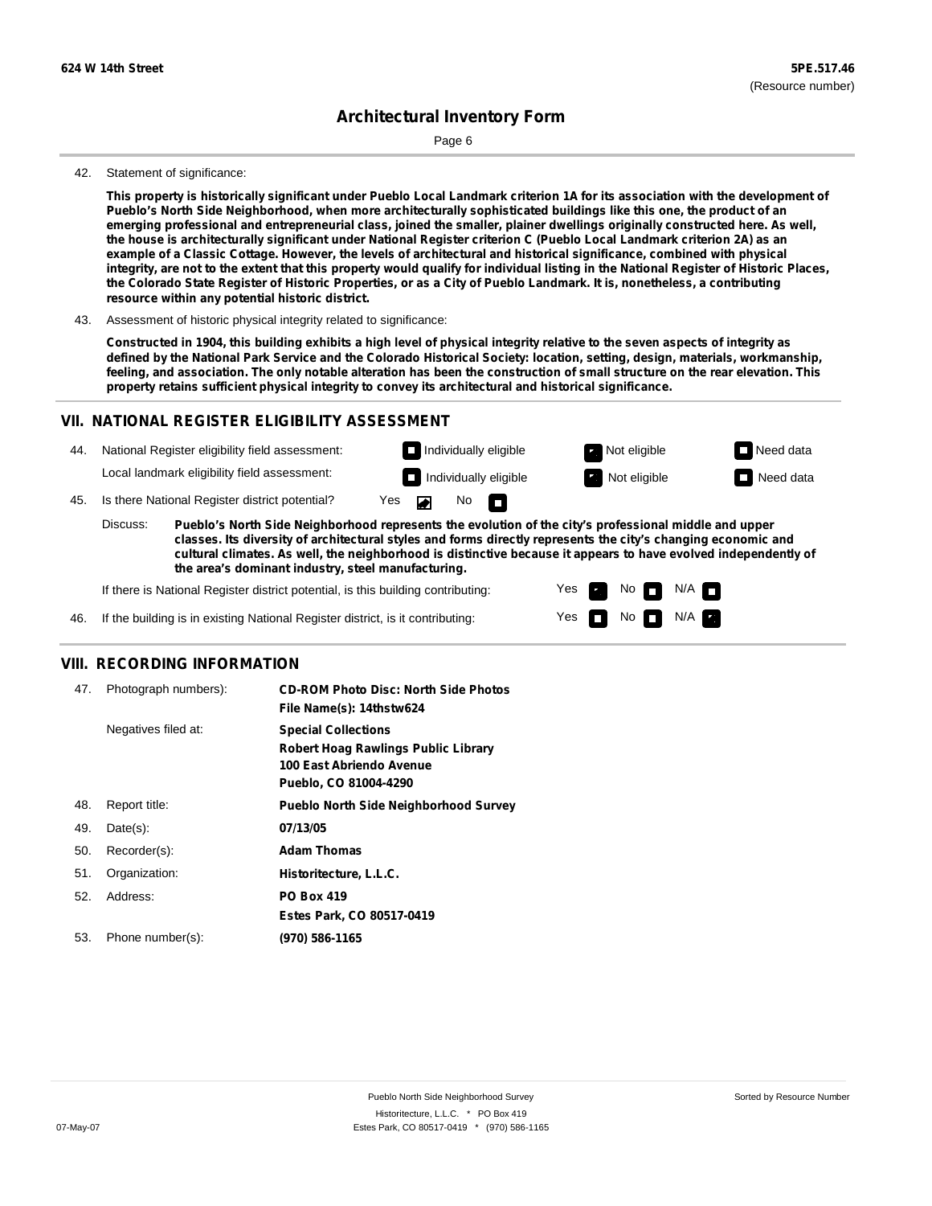# Architectural Inventory Form

42. Statement of significance:

**This property is historically significant under Pueblo Local Landmark criterion 1A for its association with the development of Pueblo's North Side Neighborhood, when more architecturally sophisticated buildings like this one, the product of an emerging professional and entrepreneurial class, joined the smaller, plainer dwellings originally constructed here. As well, the house is architecturally significant under National Register criterion C (Pueblo Local Landmark criterion 2A) as an example of a Classic Cottage. However, the levels of architectural and historical significance, combined with physical integrity, are not to the extent that this property would qualify for individual listing in the National Register of Historic Places, the Colorado State Register of Historic Properties, or as a City of Pueblo Landmark. It is, nonetheless, a contributing resource within any potential historic district.**

43. Assessment of historic physical integrity related to significance:

**Constructed in 1904, this building exhibits a high level of physical integrity relative to the seven aspects of integrity as defined by the National Park Service and the Colorado Historical Society: location, setting, design, materials, workmanship, feeling, and association. The only notable alteration has been the construction of small structure on the rear elevation. This property retains sufficient physical integrity to convey its architectural and historical significance.**

## VII. NATIONAL REGISTER ELIGIBILITY ASSESSMENT

44. National Register eligibility field assessment: Individually eligible / **Not eligible [X]** / Need data

Local landmark eligibility field assessment: Individually eligible / **Not eligible [X]** / Need data

45. Is there National Register district potential? **Yes [X]** No

Discuss: **Pueblo's North Side Neighborhood represents the evolution of the city's professional middle and upper classes. Its diversity of architectural styles and forms directly represents the city's changing economic and cultural climates. As well, the neighborhood is distinctive because it appears to have evolved independently of the area's dominant industry, steel manufacturing.**

If there is National Register district potential, is this building contributing: **Yes [X]** No N/A

46. If the building is in existing National Register district, is it contributing: Yes No **N/A [X]**

## VIII. RECORDING INFORMATION

47. Photograph numbers): **CD-ROM Photo Disc: North Side Photos**
**File Name(s): 14thstw624**

Negatives filed at: **Special Collections**
**Robert Hoag Rawlings Public Library**
**100 East Abriendo Avenue**
**Pueblo, CO 81004-4290**

48. Report title: **Pueblo North Side Neighborhood Survey**

49. Date(s): **07/13/05**

50. Recorder(s): **Adam Thomas**

51. Organization: **Historitecture, L.L.C.**

52. Address: **PO Box 419**
**Estes Park, CO 80517-0419**

53. Phone number(s): **(970) 586-1165**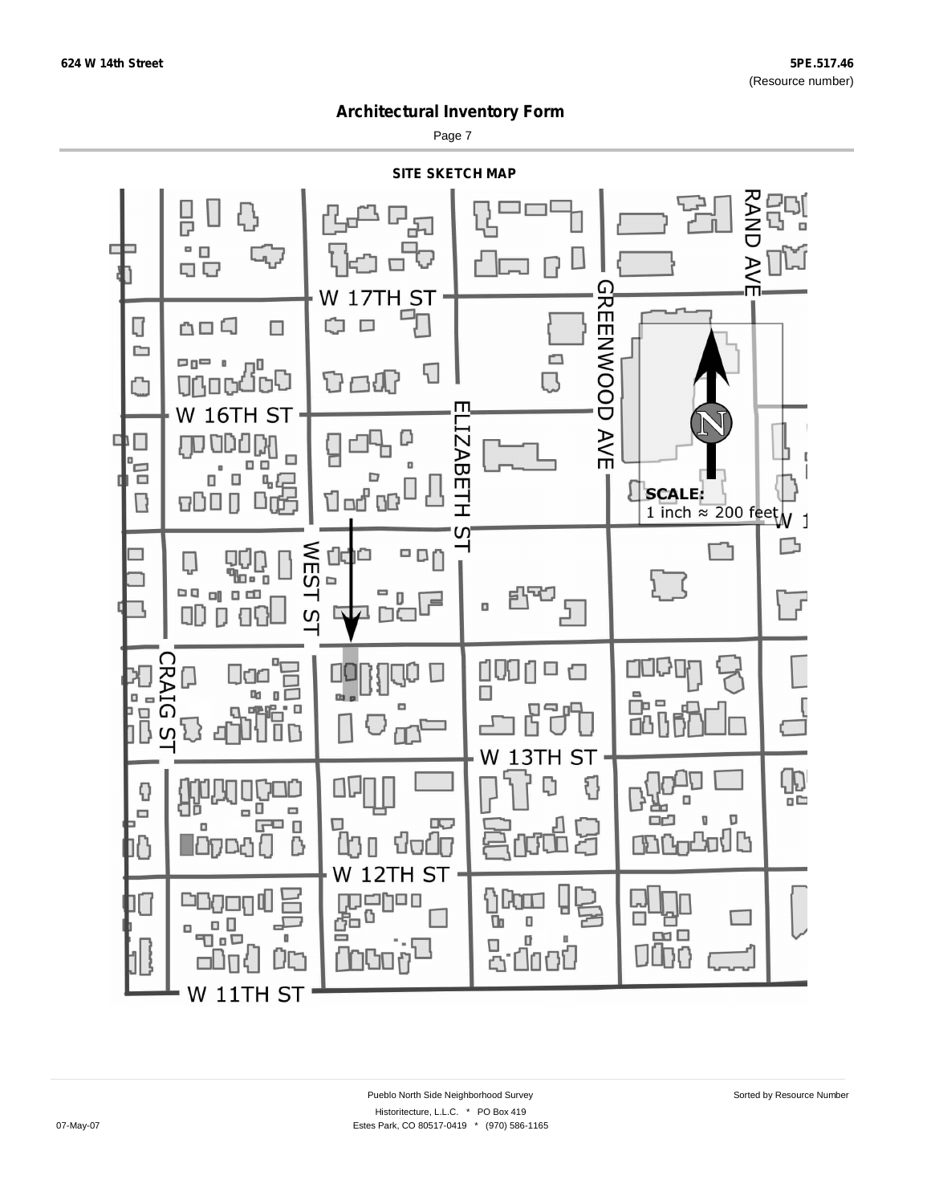624 W 14th Street

5PE.517.46
(Resource number)

# Architectural Inventory Form

Page 7

## SITE SKETCH MAP

W 17TH ST
RAND AVE
GREENWOOD AVE
W 16TH ST
ELIZABETH ST
WEST ST
CRAIG ST
W 13TH ST
W 12TH ST
W 11TH ST
N
SCALE:
1 inch ≈ 200 feet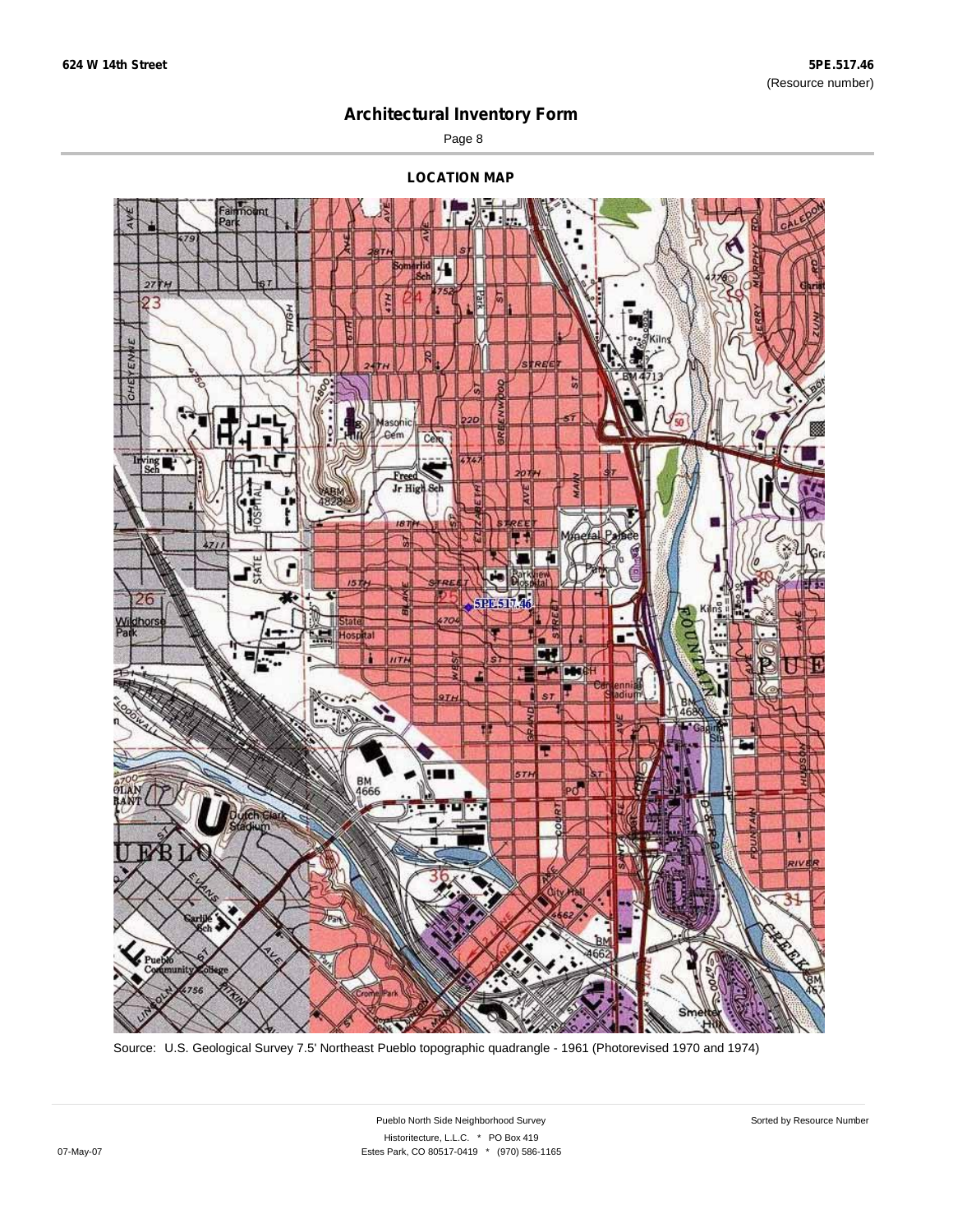624 W 14th Street

5PE.517.46
(Resource number)

# Architectural Inventory Form

Page 8

## LOCATION MAP

Source: U.S. Geological Survey 7.5' Northeast Pueblo topographic quadrangle - 1961 (Photorevised 1970 and 1974)

Pueblo North Side Neighborhood Survey
Historitecture, L.L.C. * PO Box 419
Estes Park, CO 80517-0419 * (970) 586-1165

Sorted by Resource Number

07-May-07